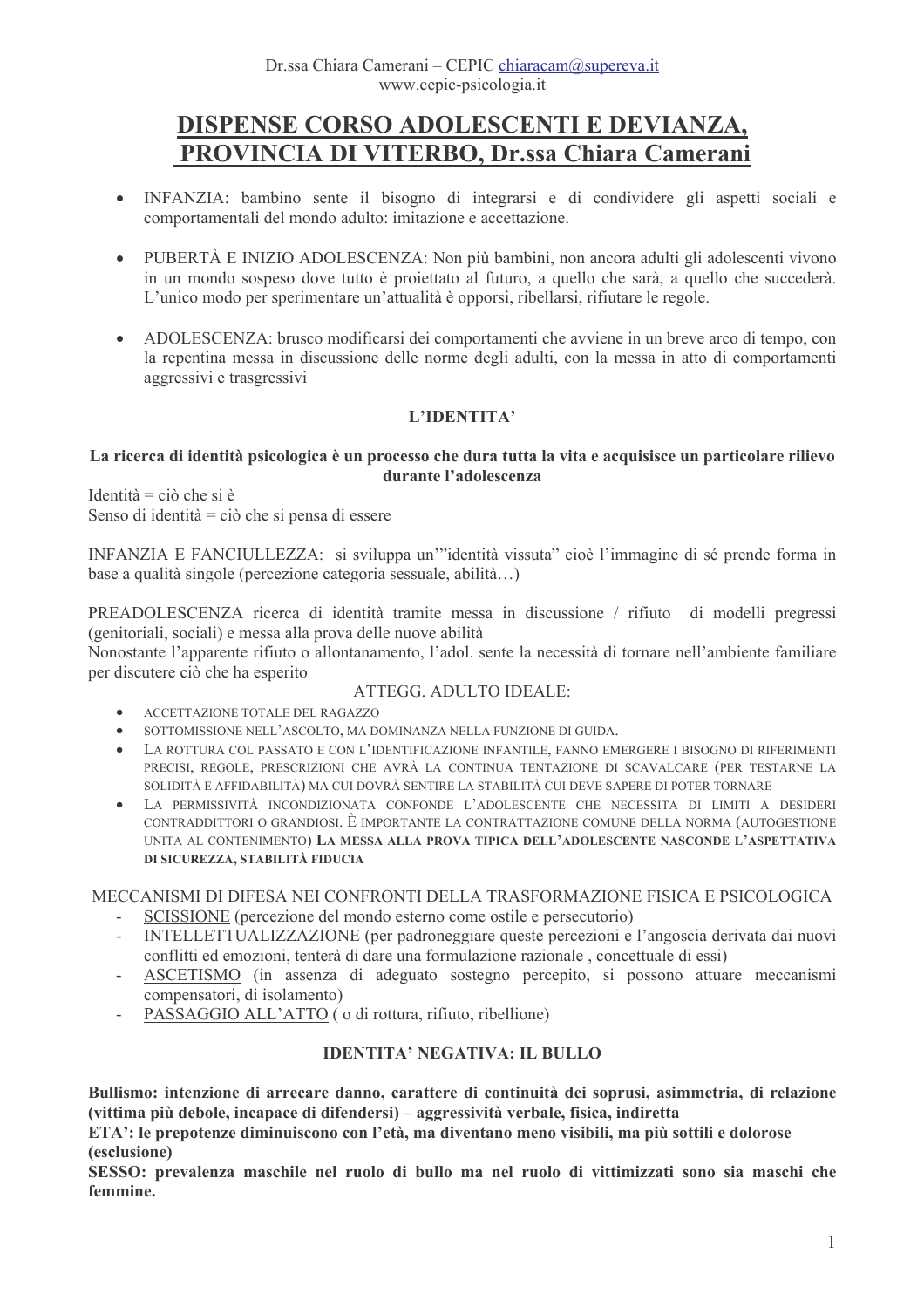Dr.ssa Chiara Camerani – CEPIC chiaracam@supereva.it
www.cepic-psicologia.it

# DISPENSE CORSO ADOLESCENTI E DEVIANZA, PROVINCIA DI VITERBO, Dr.ssa Chiara Camerani

- INFANZIA: bambino sente il bisogno di integrarsi e di condividere gli aspetti sociali e comportamentali del mondo adulto: imitazione e accettazione.

- PUBERTÀ E INIZIO ADOLESCENZA: Non più bambini, non ancora adulti gli adolescenti vivono in un mondo sospeso dove tutto è proiettato al futuro, a quello che sarà, a quello che succederà. L'unico modo per sperimentare un'attualità è opporsi, ribellarsi, rifiutare le regole.

- ADOLESCENZA: brusco modificarsi dei comportamenti che avviene in un breve arco di tempo, con la repentina messa in discussione delle norme degli adulti, con la messa in atto di comportamenti aggressivi e trasgressivi

## L'IDENTITA'

**La ricerca di identità psicologica è un processo che dura tutta la vita e acquisisce un particolare rilievo durante l'adolescenza**

Identità = ciò che si è
Senso di identità = ciò che si pensa di essere

INFANZIA E FANCIULLEZZA: si sviluppa un'"identità vissuta" cioè l'immagine di sé prende forma in base a qualità singole (percezione categoria sessuale, abilità…)

PREADOLESCENZA ricerca di identità tramite messa in discussione / rifiuto di modelli pregressi (genitoriali, sociali) e messa alla prova delle nuove abilità
Nonostante l'apparente rifiuto o allontanamento, l'adol. sente la necessità di tornare nell'ambiente familiare per discutere ciò che ha esperito

ATTEGG. ADULTO IDEALE:

- ACCETTAZIONE TOTALE DEL RAGAZZO
- SOTTOMISSIONE NELL'ASCOLTO, MA DOMINANZA NELLA FUNZIONE DI GUIDA.
- LA ROTTURA COL PASSATO E CON L'IDENTIFICAZIONE INFANTILE, FANNO EMERGERE I BISOGNO DI RIFERIMENTI PRECISI, REGOLE, PRESCRIZIONI CHE AVRÀ LA CONTINUA TENTAZIONE DI SCAVALCARE (PER TESTARNE LA SOLIDITÀ E AFFIDABILITÀ) MA CUI DOVRÀ SENTIRE LA STABILITÀ CUI DEVE SAPERE DI POTER TORNARE
- LA PERMISSIVITÀ INCONDIZIONATA CONFONDE L'ADOLESCENTE CHE NECESSITA DI LIMITI A DESIDERI CONTRADDITTORI O GRANDIOSI. È IMPORTANTE LA CONTRATTAZIONE COMUNE DELLA NORMA (AUTOGESTIONE UNITA AL CONTENIMENTO) **LA MESSA ALLA PROVA TIPICA DELL'ADOLESCENTE NASCONDE L'ASPETTATIVA DI SICUREZZA, STABILITÀ FIDUCIA**

MECCANISMI DI DIFESA NEI CONFRONTI DELLA TRASFORMAZIONE FISICA E PSICOLOGICA

- SCISSIONE (percezione del mondo esterno come ostile e persecutorio)
- INTELLETTUALIZZAZIONE (per padroneggiare queste percezioni e l'angoscia derivata dai nuovi conflitti ed emozioni, tenterà di dare una formulazione razionale , concettuale di essi)
- ASCETISMO (in assenza di adeguato sostegno percepito, si possono attuare meccanismi compensatori, di isolamento)
- PASSAGGIO ALL'ATTO ( o di rottura, rifiuto, ribellione)

## IDENTITA' NEGATIVA: IL BULLO

**Bullismo: intenzione di arrecare danno, carattere di continuità dei soprusi, asimmetria, di relazione (vittima più debole, incapace di difendersi) – aggressività verbale, fisica, indiretta**
**ETA': le prepotenze diminuiscono con l'età, ma diventano meno visibili, ma più sottili e dolorose (esclusione)**
**SESSO: prevalenza maschile nel ruolo di bullo ma nel ruolo di vittimizzati sono sia maschi che femmine.**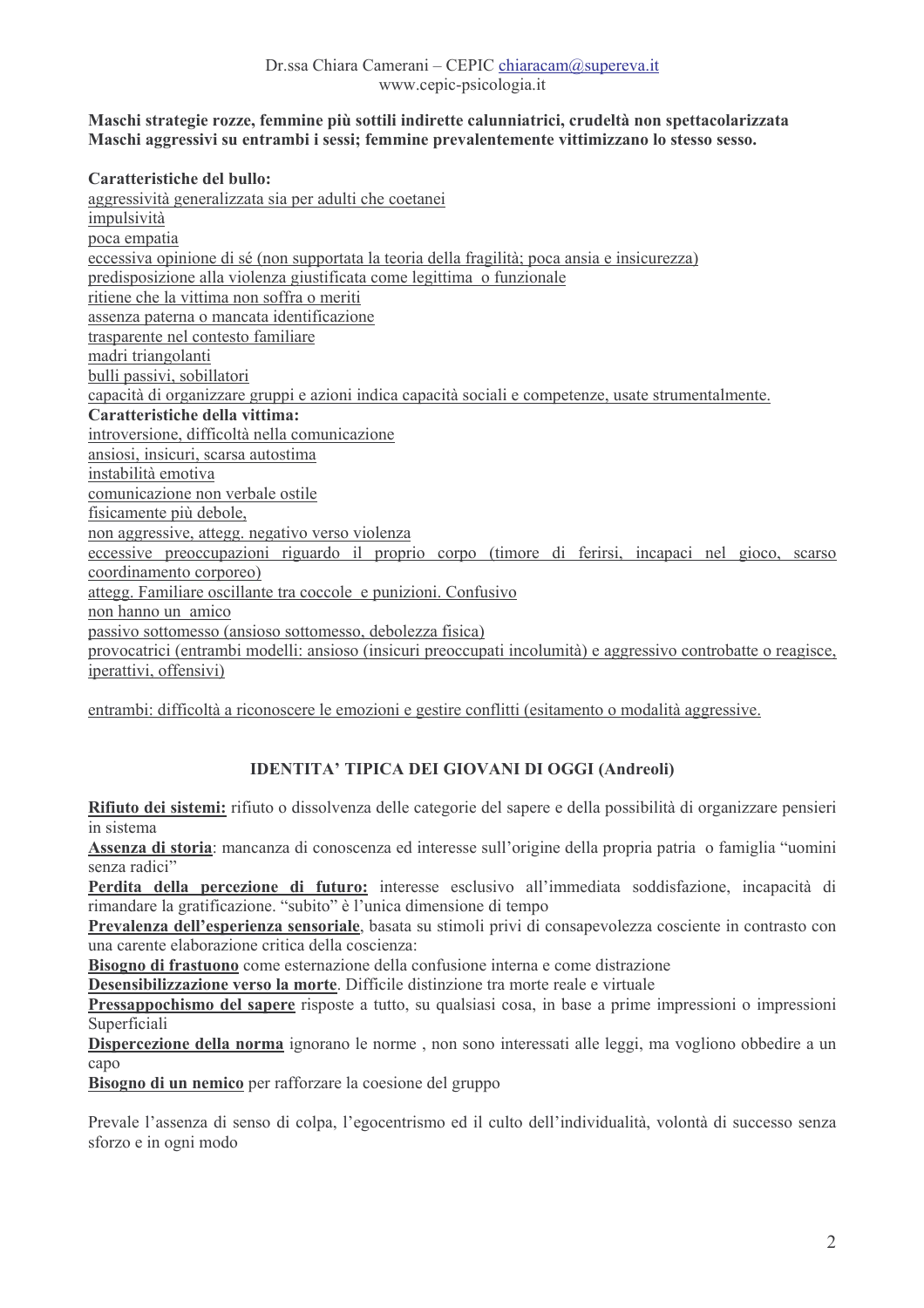**Maschi strategie rozze, femmine più sottili indirette calunniatrici, crudeltà non spettacolarizzata**
**Maschi aggressivi su entrambi i sessi; femmine prevalentemente vittimizzano lo stesso sesso.**

**Caratteristiche del bullo:**

aggressività generalizzata sia per adulti che coetanei
impulsività
poca empatia
eccessiva opinione di sé (non supportata la teoria della fragilità; poca ansia e insicurezza)
predisposizione alla violenza giustificata come legittima o funzionale
ritiene che la vittima non soffra o meriti
assenza paterna o mancata identificazione
trasparente nel contesto familiare
madri triangolanti
bulli passivi, sobillatori
capacità di organizzare gruppi e azioni indica capacità sociali e competenze, usate strumentalmente.

**Caratteristiche della vittima:**

introversione, difficoltà nella comunicazione
ansiosi, insicuri, scarsa autostima
instabilità emotiva
comunicazione non verbale ostile
fisicamente più debole,
non aggressive, attegg. negativo verso violenza
eccessive preoccupazioni riguardo il proprio corpo (timore di ferirsi, incapaci nel gioco, scarso coordinamento corporeo)
attegg. Familiare oscillante tra coccole e punizioni. Confusivo
non hanno un amico
passivo sottomesso (ansioso sottomesso, debolezza fisica)
provocatrici (entrambi modelli: ansioso (insicuri preoccupati incolumità) e aggressivo controbatte o reagisce, iperattivi, offensivi)

entrambi: difficoltà a riconoscere le emozioni e gestire conflitti (esitamento o modalità aggressive.

## IDENTITA' TIPICA DEI GIOVANI DI OGGI (Andreoli)

**Rifiuto dei sistemi:** rifiuto o dissolvenza delle categorie del sapere e della possibilità di organizzare pensieri in sistema

**Assenza di storia**: mancanza di conoscenza ed interesse sull'origine della propria patria o famiglia "uomini senza radici"

**Perdita della percezione di futuro:** interesse esclusivo all'immediata soddisfazione, incapacità di rimandare la gratificazione. "subito" è l'unica dimensione di tempo

**Prevalenza dell'esperienza sensoriale**, basata su stimoli privi di consapevolezza cosciente in contrasto con una carente elaborazione critica della coscienza:

**Bisogno di frastuono** come esternazione della confusione interna e come distrazione

**Desensibilizzazione verso la morte**. Difficile distinzione tra morte reale e virtuale

**Pressappochismo del sapere** risposte a tutto, su qualsiasi cosa, in base a prime impressioni o impressioni Superficiali

**Dispercezione della norma** ignorano le norme , non sono interessati alle leggi, ma vogliono obbedire a un capo

**Bisogno di un nemico** per rafforzare la coesione del gruppo

Prevale l'assenza di senso di colpa, l'egocentrismo ed il culto dell'individualità, volontà di successo senza sforzo e in ogni modo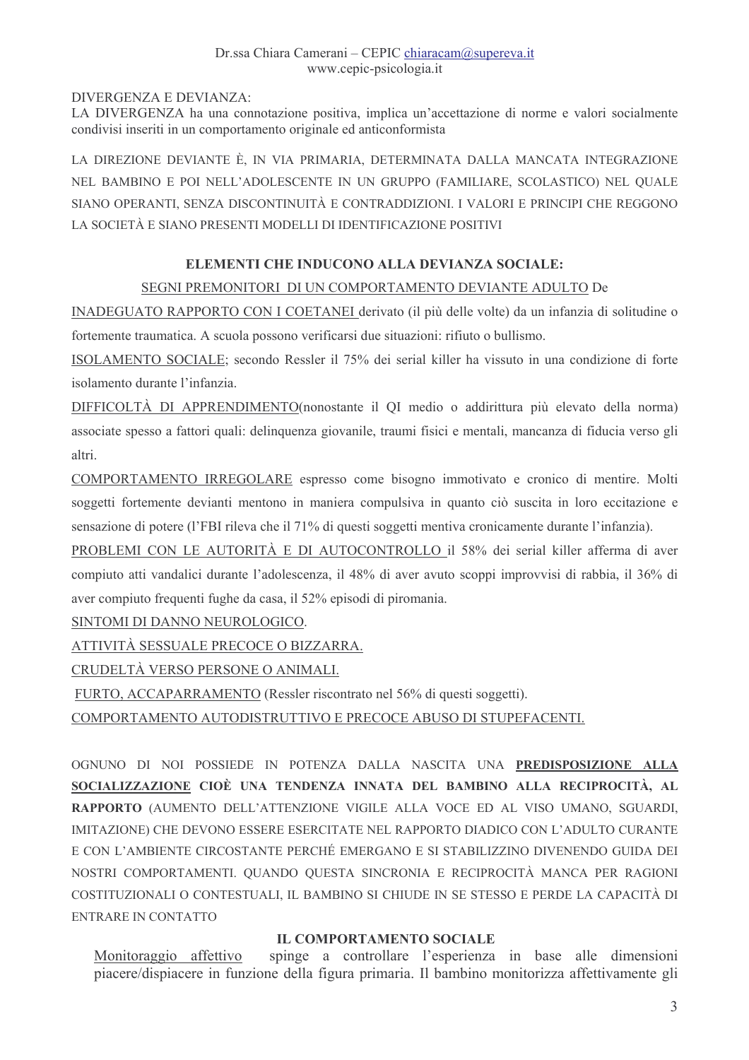DIVERGENZA E DEVIANZA:
LA DIVERGENZA ha una connotazione positiva, implica un'accettazione di norme e valori socialmente condivisi inseriti in un comportamento originale ed anticonformista

LA DIREZIONE DEVIANTE È, IN VIA PRIMARIA, DETERMINATA DALLA MANCATA INTEGRAZIONE NEL BAMBINO E POI NELL'ADOLESCENTE IN UN GRUPPO (FAMILIARE, SCOLASTICO) NEL QUALE SIANO OPERANTI, SENZA DISCONTINUITÀ E CONTRADDIZIONI. I VALORI E PRINCIPI CHE REGGONO LA SOCIETÀ E SIANO PRESENTI MODELLI DI IDENTIFICAZIONE POSITIVI

## ELEMENTI CHE INDUCONO ALLA DEVIANZA SOCIALE:

SEGNI PREMONITORI DI UN COMPORTAMENTO DEVIANTE ADULTO De

INADEGUATO RAPPORTO CON I COETANEI derivato (il più delle volte) da un infanzia di solitudine o fortemente traumatica. A scuola possono verificarsi due situazioni: rifiuto o bullismo.

ISOLAMENTO SOCIALE; secondo Ressler il 75% dei serial killer ha vissuto in una condizione di forte isolamento durante l'infanzia.

DIFFICOLTÀ DI APPRENDIMENTO(nonostante il QI medio o addirittura più elevato della norma) associate spesso a fattori quali: delinquenza giovanile, traumi fisici e mentali, mancanza di fiducia verso gli altri.

COMPORTAMENTO IRREGOLARE espresso come bisogno immotivato e cronico di mentire. Molti soggetti fortemente devianti mentono in maniera compulsiva in quanto ciò suscita in loro eccitazione e sensazione di potere (l'FBI rileva che il 71% di questi soggetti mentiva cronicamente durante l'infanzia).

PROBLEMI CON LE AUTORITÀ E DI AUTOCONTROLLO il 58% dei serial killer afferma di aver compiuto atti vandalici durante l'adolescenza, il 48% di aver avuto scoppi improvvisi di rabbia, il 36% di aver compiuto frequenti fughe da casa, il 52% episodi di piromania.

SINTOMI DI DANNO NEUROLOGICO.

ATTIVITÀ SESSUALE PRECOCE O BIZZARRA.

CRUDELTÀ VERSO PERSONE O ANIMALI.

FURTO, ACCAPARRAMENTO (Ressler riscontrato nel 56% di questi soggetti).

COMPORTAMENTO AUTODISTRUTTIVO E PRECOCE ABUSO DI STUPEFACENTI.

OGNUNO DI NOI POSSIEDE IN POTENZA DALLA NASCITA UNA **PREDISPOSIZIONE ALLA SOCIALIZZAZIONE CIOÈ UNA TENDENZA INNATA DEL BAMBINO ALLA RECIPROCITÀ, AL RAPPORTO** (AUMENTO DELL'ATTENZIONE VIGILE ALLA VOCE ED AL VISO UMANO, SGUARDI, IMITAZIONE) CHE DEVONO ESSERE ESERCITATE NEL RAPPORTO DIADICO CON L'ADULTO CURANTE E CON L'AMBIENTE CIRCOSTANTE PERCHÉ EMERGANO E SI STABILIZZINO DIVENENDO GUIDA DEI NOSTRI COMPORTAMENTI. QUANDO QUESTA SINCRONIA E RECIPROCITÀ MANCA PER RAGIONI COSTITUZIONALI O CONTESTUALI, IL BAMBINO SI CHIUDE IN SE STESSO E PERDE LA CAPACITÀ DI ENTRARE IN CONTATTO

## IL COMPORTAMENTO SOCIALE

Monitoraggio affettivo spinge a controllare l'esperienza in base alle dimensioni piacere/dispiacere in funzione della figura primaria. Il bambino monitorizza affettivamente gli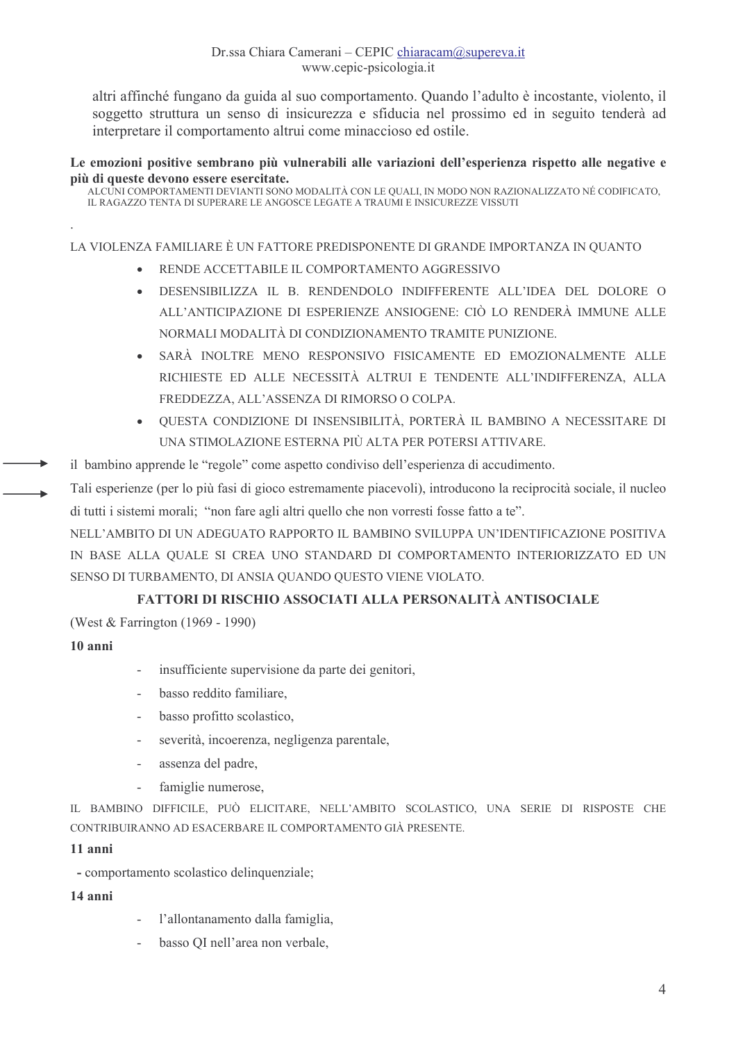altri affinché fungano da guida al suo comportamento. Quando l'adulto è incostante, violento, il soggetto struttura un senso di insicurezza e sfiducia nel prossimo ed in seguito tenderà ad interpretare il comportamento altrui come minaccioso ed ostile.

**Le emozioni positive sembrano più vulnerabili alle variazioni dell'esperienza rispetto alle negative e più di queste devono essere esercitate.**

ALCUNI COMPORTAMENTI DEVIANTI SONO MODALITÀ CON LE QUALI, IN MODO NON RAZIONALIZZATO NÉ CODIFICATO, IL RAGAZZO TENTA DI SUPERARE LE ANGOSCE LEGATE A TRAUMI E INSICUREZZE VISSUTI

.

LA VIOLENZA FAMILIARE È UN FATTORE PREDISPONENTE DI GRANDE IMPORTANZA IN QUANTO

- RENDE ACCETTABILE IL COMPORTAMENTO AGGRESSIVO
- DESENSIBILIZZA IL B. RENDENDOLO INDIFFERENTE ALL'IDEA DEL DOLORE O ALL'ANTICIPAZIONE DI ESPERIENZE ANSIOGENE: CIÒ LO RENDERÀ IMMUNE ALLE NORMALI MODALITÀ DI CONDIZIONAMENTO TRAMITE PUNIZIONE.
- SARÀ INOLTRE MENO RESPONSIVO FISICAMENTE ED EMOZIONALMENTE ALLE RICHIESTE ED ALLE NECESSITÀ ALTRUI E TENDENTE ALL'INDIFFERENZA, ALLA FREDDEZZA, ALL'ASSENZA DI RIMORSO O COLPA.
- QUESTA CONDIZIONE DI INSENSIBILITÀ, PORTERÀ IL BAMBINO A NECESSITARE DI UNA STIMOLAZIONE ESTERNA PIÙ ALTA PER POTERSI ATTIVARE.

→ il bambino apprende le "regole" come aspetto condiviso dell'esperienza di accudimento.

→ Tali esperienze (per lo più fasi di gioco estremamente piacevoli), introducono la reciprocità sociale, il nucleo di tutti i sistemi morali; "non fare agli altri quello che non vorresti fosse fatto a te".

NELL'AMBITO DI UN ADEGUATO RAPPORTO IL BAMBINO SVILUPPA UN'IDENTIFICAZIONE POSITIVA IN BASE ALLA QUALE SI CREA UNO STANDARD DI COMPORTAMENTO INTERIORIZZATO ED UN SENSO DI TURBAMENTO, DI ANSIA QUANDO QUESTO VIENE VIOLATO.

## FATTORI DI RISCHIO ASSOCIATI ALLA PERSONALITÀ ANTISOCIALE

(West & Farrington (1969 - 1990)

**10 anni**

- insufficiente supervisione da parte dei genitori,
- basso reddito familiare,
- basso profitto scolastico,
- severità, incoerenza, negligenza parentale,
- assenza del padre,
- famiglie numerose,

IL BAMBINO DIFFICILE, PUÒ ELICITARE, NELL'AMBITO SCOLASTICO, UNA SERIE DI RISPOSTE CHE CONTRIBUIRANNO AD ESACERBARE IL COMPORTAMENTO GIÀ PRESENTE.

**11 anni**

- comportamento scolastico delinquenziale;

**14 anni**

- l'allontanamento dalla famiglia,
- basso QI nell'area non verbale,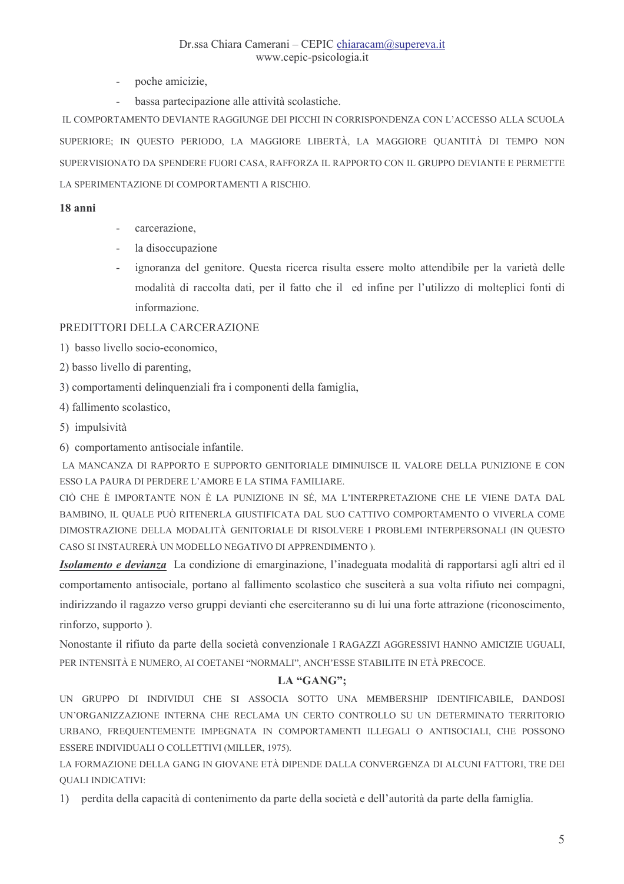- poche amicizie,
- bassa partecipazione alle attività scolastiche.

IL COMPORTAMENTO DEVIANTE RAGGIUNGE DEI PICCHI IN CORRISPONDENZA CON L'ACCESSO ALLA SCUOLA SUPERIORE; IN QUESTO PERIODO, LA MAGGIORE LIBERTÀ, LA MAGGIORE QUANTITÀ DI TEMPO NON SUPERVISIONATO DA SPENDERE FUORI CASA, RAFFORZA IL RAPPORTO CON IL GRUPPO DEVIANTE E PERMETTE LA SPERIMENTAZIONE DI COMPORTAMENTI A RISCHIO.

**18 anni**

- carcerazione,
- la disoccupazione
- ignoranza del genitore. Questa ricerca risulta essere molto attendibile per la varietà delle modalità di raccolta dati, per il fatto che il ed infine per l'utilizzo di molteplici fonti di informazione.

PREDITTORI DELLA CARCERAZIONE

1) basso livello socio-economico,
2) basso livello di parenting,
3) comportamenti delinquenziali fra i componenti della famiglia,
4) fallimento scolastico,
5) impulsività
6) comportamento antisociale infantile.

LA MANCANZA DI RAPPORTO E SUPPORTO GENITORIALE DIMINUISCE IL VALORE DELLA PUNIZIONE E CON ESSO LA PAURA DI PERDERE L'AMORE E LA STIMA FAMILIARE.

CIÒ CHE È IMPORTANTE NON È LA PUNIZIONE IN SÉ, MA L'INTERPRETAZIONE CHE LE VIENE DATA DAL BAMBINO, IL QUALE PUÒ RITENERLA GIUSTIFICATA DAL SUO CATTIVO COMPORTAMENTO O VIVERLA COME DIMOSTRAZIONE DELLA MODALITÀ GENITORIALE DI RISOLVERE I PROBLEMI INTERPERSONALI (IN QUESTO CASO SI INSTAURERÀ UN MODELLO NEGATIVO DI APPRENDIMENTO ).

***Isolamento e devianza*** La condizione di emarginazione, l'inadeguata modalità di rapportarsi agli altri ed il comportamento antisociale, portano al fallimento scolastico che susciterà a sua volta rifiuto nei compagni, indirizzando il ragazzo verso gruppi devianti che eserciteranno su di lui una forte attrazione (riconoscimento, rinforzo, supporto ).

Nonostante il rifiuto da parte della società convenzionale I RAGAZZI AGGRESSIVI HANNO AMICIZIE UGUALI, PER INTENSITÀ E NUMERO, AI COETANEI "NORMALI", ANCH'ESSE STABILITE IN ETÀ PRECOCE.

**LA "GANG";**

UN GRUPPO DI INDIVIDUI CHE SI ASSOCIA SOTTO UNA MEMBERSHIP IDENTIFICABILE, DANDOSI UN'ORGANIZZAZIONE INTERNA CHE RECLAMA UN CERTO CONTROLLO SU UN DETERMINATO TERRITORIO URBANO, FREQUENTEMENTE IMPEGNATA IN COMPORTAMENTI ILLEGALI O ANTISOCIALI, CHE POSSONO ESSERE INDIVIDUALI O COLLETTIVI (MILLER, 1975).

LA FORMAZIONE DELLA GANG IN GIOVANE ETÀ DIPENDE DALLA CONVERGENZA DI ALCUNI FATTORI, TRE DEI QUALI INDICATIVI:

1) perdita della capacità di contenimento da parte della società e dell'autorità da parte della famiglia.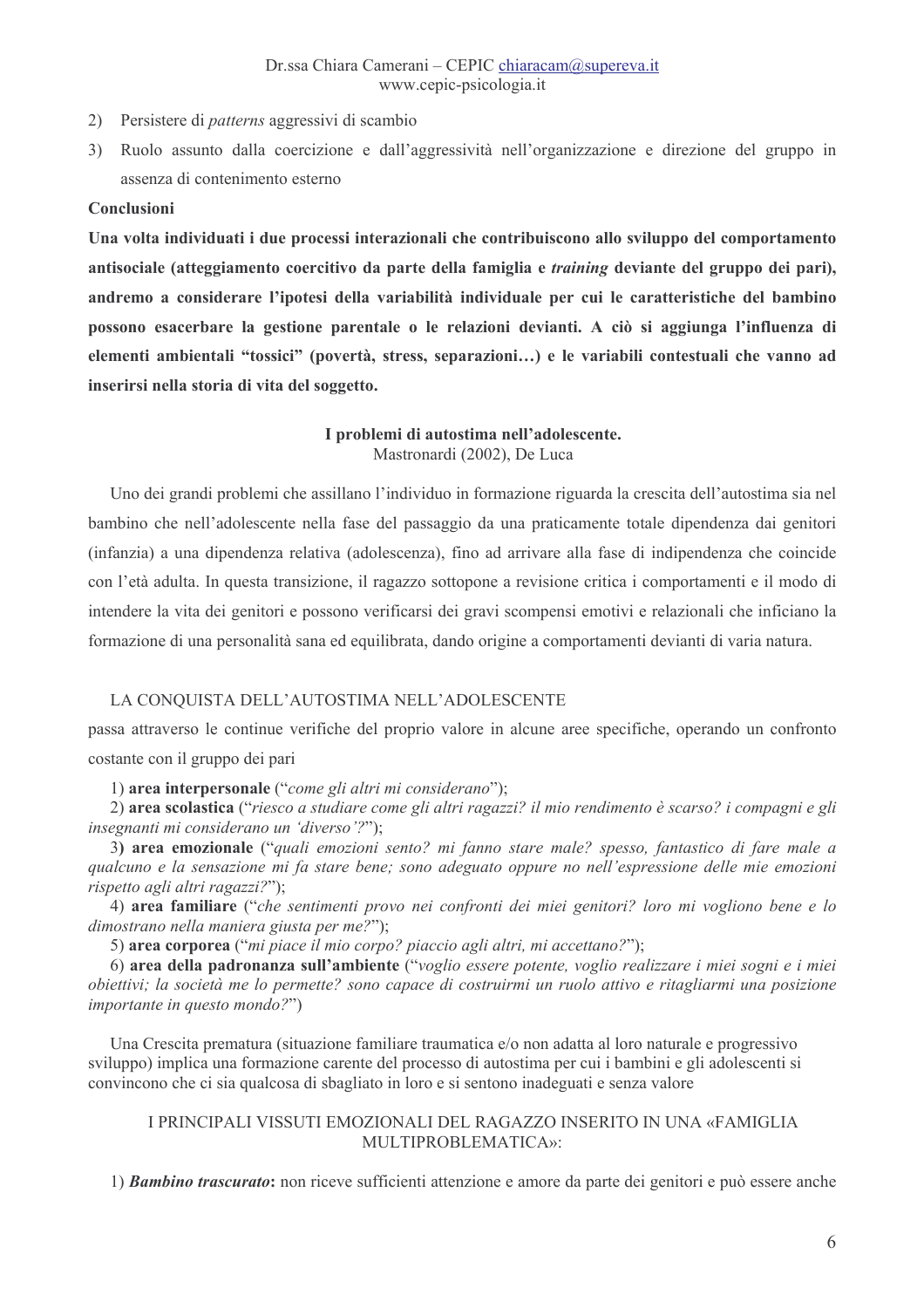2) Persistere di *patterns* aggressivi di scambio

3) Ruolo assunto dalla coercizione e dall'aggressività nell'organizzazione e direzione del gruppo in assenza di contenimento esterno

**Conclusioni**

**Una volta individuati i due processi interazionali che contribuiscono allo sviluppo del comportamento antisociale (atteggiamento coercitivo da parte della famiglia e *training* deviante del gruppo dei pari), andremo a considerare l'ipotesi della variabilità individuale per cui le caratteristiche del bambino possono esacerbare la gestione parentale o le relazioni devianti. A ciò si aggiunga l'influenza di elementi ambientali "tossici" (povertà, stress, separazioni…) e le variabili contestuali che vanno ad inserirsi nella storia di vita del soggetto.**

## I problemi di autostima nell'adolescente.

Mastronardi (2002), De Luca

Uno dei grandi problemi che assillano l'individuo in formazione riguarda la crescita dell'autostima sia nel bambino che nell'adolescente nella fase del passaggio da una praticamente totale dipendenza dai genitori (infanzia) a una dipendenza relativa (adolescenza), fino ad arrivare alla fase di indipendenza che coincide con l'età adulta. In questa transizione, il ragazzo sottopone a revisione critica i comportamenti e il modo di intendere la vita dei genitori e possono verificarsi dei gravi scompensi emotivi e relazionali che inficiano la formazione di una personalità sana ed equilibrata, dando origine a comportamenti devianti di varia natura.

LA CONQUISTA DELL'AUTOSTIMA NELL'ADOLESCENTE
passa attraverso le continue verifiche del proprio valore in alcune aree specifiche, operando un confronto costante con il gruppo dei pari

1) **area interpersonale** (*"come gli altri mi considerano"*);

2) **area scolastica** (*"riesco a studiare come gli altri ragazzi? il mio rendimento è scarso? i compagni e gli insegnanti mi considerano un 'diverso'?"*);

3) **area emozionale** (*"quali emozioni sento? mi fanno stare male? spesso, fantastico di fare male a qualcuno e la sensazione mi fa stare bene; sono adeguato oppure no nell'espressione delle mie emozioni rispetto agli altri ragazzi?"*);

4) **area familiare** (*"che sentimenti provo nei confronti dei miei genitori? loro mi vogliono bene e lo dimostrano nella maniera giusta per me?"*);

5) **area corporea** (*"mi piace il mio corpo? piaccio agli altri, mi accettano?"*);

6) **area della padronanza sull'ambiente** (*"voglio essere potente, voglio realizzare i miei sogni e i miei obiettivi; la società me lo permette? sono capace di costruirmi un ruolo attivo e ritagliarmi una posizione importante in questo mondo?"*)

Una Crescita prematura (situazione familiare traumatica e/o non adatta al loro naturale e progressivo sviluppo) implica una formazione carente del processo di autostima per cui i bambini e gli adolescenti si convincono che ci sia qualcosa di sbagliato in loro e si sentono inadeguati e senza valore

I PRINCIPALI VISSUTI EMOZIONALI DEL RAGAZZO INSERITO IN UNA «FAMIGLIA MULTIPROBLEMATICA»:

1) ***Bambino trascurato*:** non riceve sufficienti attenzione e amore da parte dei genitori e può essere anche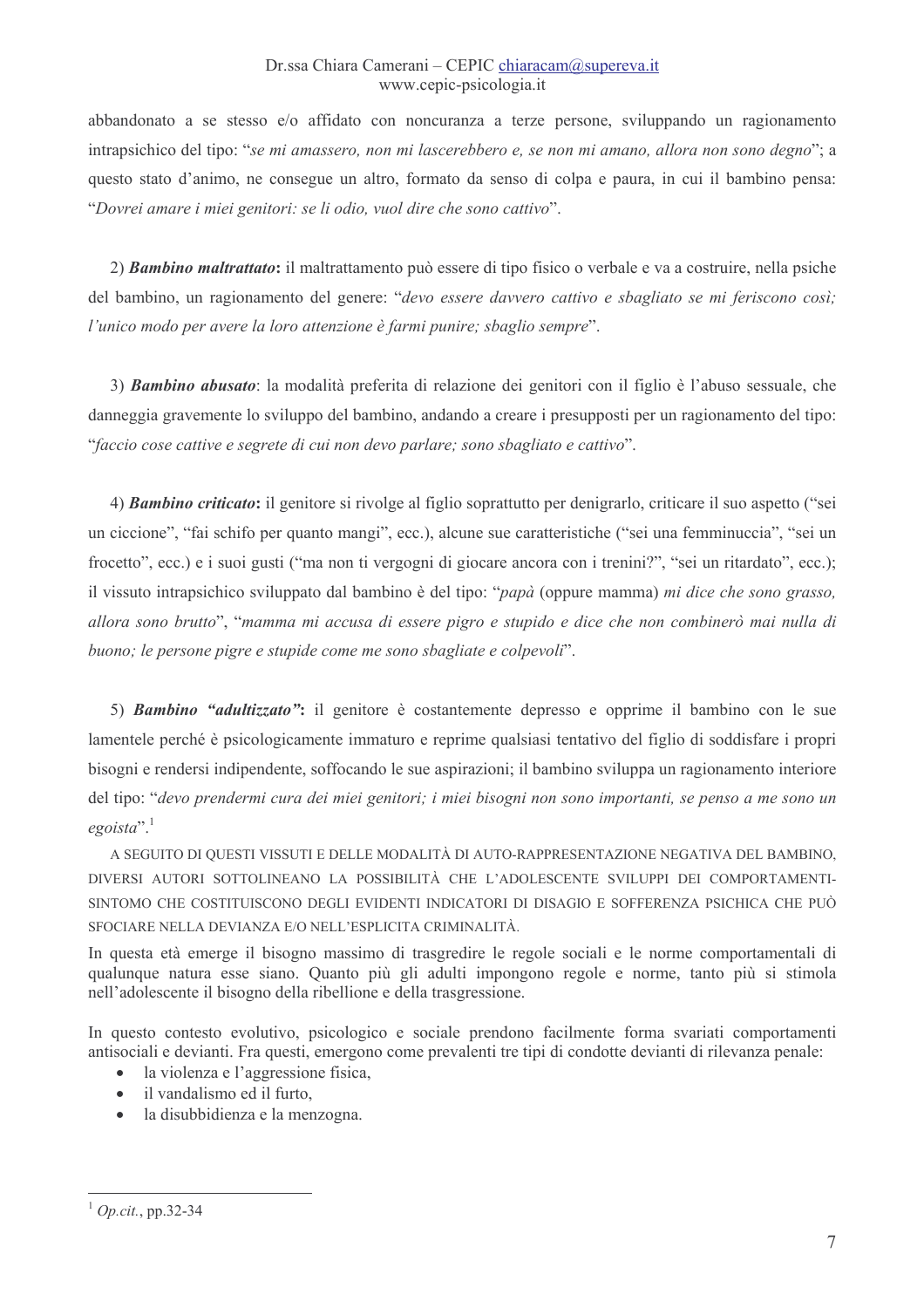abbandonato a se stesso e/o affidato con noncuranza a terze persone, sviluppando un ragionamento intrapsichico del tipo: "*se mi amassero, non mi lascerebbero e, se non mi amano, allora non sono degno*"; a questo stato d'animo, ne consegue un altro, formato da senso di colpa e paura, in cui il bambino pensa: "*Dovrei amare i miei genitori: se li odio, vuol dire che sono cattivo*".

2) ***Bambino maltrattato*:** il maltrattamento può essere di tipo fisico o verbale e va a costruire, nella psiche del bambino, un ragionamento del genere: "*devo essere davvero cattivo e sbagliato se mi feriscono così; l'unico modo per avere la loro attenzione è farmi punire; sbaglio sempre*".

3) ***Bambino abusato***: la modalità preferita di relazione dei genitori con il figlio è l'abuso sessuale, che danneggia gravemente lo sviluppo del bambino, andando a creare i presupposti per un ragionamento del tipo: "*faccio cose cattive e segrete di cui non devo parlare; sono sbagliato e cattivo*".

4) ***Bambino criticato*:** il genitore si rivolge al figlio soprattutto per denigrarlo, criticare il suo aspetto ("sei un ciccione", "fai schifo per quanto mangi", ecc.), alcune sue caratteristiche ("sei una femminuccia", "sei un frocetto", ecc.) e i suoi gusti ("ma non ti vergogni di giocare ancora con i trenini?", "sei un ritardato", ecc.); il vissuto intrapsichico sviluppato dal bambino è del tipo: "*papà* (oppure mamma) *mi dice che sono grasso, allora sono brutto*", "*mamma mi accusa di essere pigro e stupido e dice che non combinerò mai nulla di buono; le persone pigre e stupide come me sono sbagliate e colpevoli*".

5) ***Bambino "adultizzato"*:** il genitore è costantemente depresso e opprime il bambino con le sue lamentele perché è psicologicamente immaturo e reprime qualsiasi tentativo del figlio di soddisfare i propri bisogni e rendersi indipendente, soffocando le sue aspirazioni; il bambino sviluppa un ragionamento interiore del tipo: "*devo prendermi cura dei miei genitori; i miei bisogni non sono importanti, se penso a me sono un egoista*".[1]

A SEGUITO DI QUESTI VISSUTI E DELLE MODALITÀ DI AUTO-RAPPRESENTAZIONE NEGATIVA DEL BAMBINO, DIVERSI AUTORI SOTTOLINEANO LA POSSIBILITÀ CHE L'ADOLESCENTE SVILUPPI DEI COMPORTAMENTI-SINTOMO CHE COSTITUISCONO DEGLI EVIDENTI INDICATORI DI DISAGIO E SOFFERENZA PSICHICA CHE PUÒ SFOCIARE NELLA DEVIANZA E/O NELL'ESPLICITA CRIMINALITÀ.

In questa età emerge il bisogno massimo di trasgredire le regole sociali e le norme comportamentali di qualunque natura esse siano. Quanto più gli adulti impongono regole e norme, tanto più si stimola nell'adolescente il bisogno della ribellione e della trasgressione.

In questo contesto evolutivo, psicologico e sociale prendono facilmente forma svariati comportamenti antisociali e devianti. Fra questi, emergono come prevalenti tre tipi di condotte devianti di rilevanza penale:

- la violenza e l'aggressione fisica,
- il vandalismo ed il furto,
- la disubbidienza e la menzogna.

---

[1] *Op.cit.*, pp.32-34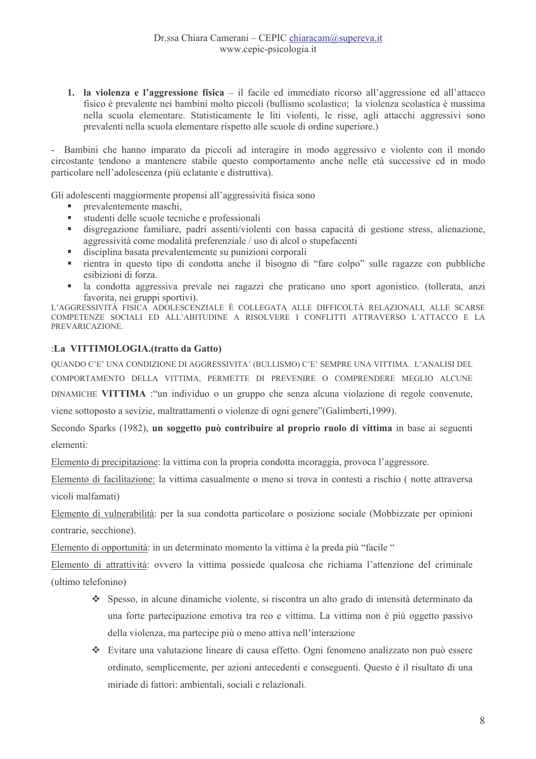1. **la violenza e l'aggressione fisica** – il facile ed immediato ricorso all'aggressione ed all'attacco fisico è prevalente nei bambini molto piccoli (bullismo scolastico; la violenza scolastica è massima nella scuola elementare. Statisticamente le liti violenti, le risse, agli attacchi aggressivi sono prevalenti nella scuola elementare rispetto alle scuole di ordine superiore.)

- Bambini che hanno imparato da piccoli ad interagire in modo aggressivo e violento con il mondo circostante tendono a mantenere stabile questo comportamento anche nelle età successive ed in modo particolare nell'adolescenza (più eclatante e distruttiva).

Gli adolescenti maggiormente propensi all'aggressività fisica sono

- prevalentemente maschi,
- studenti delle scuole tecniche e professionali
- disgregazione familiare, padri assenti/violenti con bassa capacità di gestione stress, alienazione, aggressività come modalità preferenziale / uso di alcol o stupefacenti
- disciplina basata prevalentemente su punizioni corporali
- rientra in questo tipo di condotta anche il bisogno di "fare colpo" sulle ragazze con pubbliche esibizioni di forza.
- la condotta aggressiva prevale nei ragazzi che praticano uno sport agonistico. (tollerata, anzi favorita, nei gruppi sportivi).

L'AGGRESSIVITÀ FISICA ADOLESCENZIALE È COLLEGATA ALLE DIFFICOLTÀ RELAZIONALI, ALLE SCARSE COMPETENZE SOCIALI ED ALL'ABITUDINE A RISOLVERE I CONFLITTI ATTRAVERSO L'ATTACCO E LA PREVARICAZIONE.

### :La VITTIMOLOGIA.(tratto da Gatto)

QUANDO C'E' UNA CONDIZIONE DI AGGRESSIVITA' (BULLISMO) C'E' SEMPRE UNA VITTIMA. L'ANALISI DEL COMPORTAMENTO DELLA VITTIMA, PERMETTE DI PREVENIRE O COMPRENDERE MEGLIO ALCUNE DINAMICHE **VITTIMA** :"un individuo o un gruppo che senza alcuna violazione di regole convenute, viene sottoposto a sevizie, maltrattamenti o violenze di ogni genere"(Galimberti,1999).

Secondo Sparks (1982), **un soggetto può contribuire al proprio ruolo di vittima** in base ai seguenti elementi:

Elemento di precipitazione: la vittima con la propria condotta incoraggia, provoca l'aggressore.

Elemento di facilitazione: la vittima casualmente o meno si trova in contesti a rischio ( notte attraversa vicoli malfamati)

Elemento di vulnerabilità: per la sua condotta particolare o posizione sociale (Mobbizzate per opinioni contrarie, secchione).

Elemento di opportunità: in un determinato momento la vittima è la preda più "facile "

Elemento di attrattività: ovvero la vittima possiede qualcosa che richiama l'attenzione del criminale (ultimo telefonino)

- Spesso, in alcune dinamiche violente, si riscontra un alto grado di intensità determinato da una forte partecipazione emotiva tra reo e vittima. La vittima non è più oggetto passivo della violenza, ma partecipe più o meno attiva nell'interazione
- Evitare una valutazione lineare di causa effetto. Ogni fenomeno analizzato non può essere ordinato, semplicemente, per azioni antecedenti e conseguenti. Questo è il risultato di una miriade di fattori: ambientali, sociali e relazionali.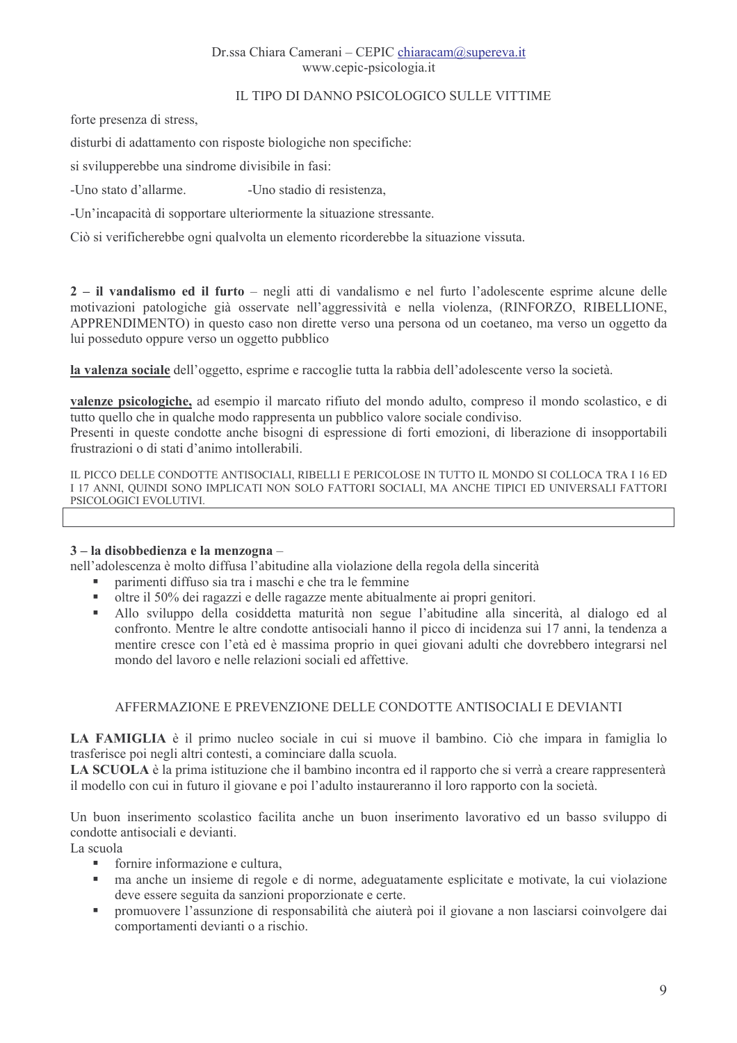IL TIPO DI DANNO PSICOLOGICO SULLE VITTIME

forte presenza di stress,

disturbi di adattamento con risposte biologiche non specifiche:

si svilupperebbe una sindrome divisibile in fasi:

-Uno stato d'allarme. -Uno stadio di resistenza,

-Un'incapacità di sopportare ulteriormente la situazione stressante.

Ciò si verificherebbe ogni qualvolta un elemento ricorderebbe la situazione vissuta.

**2 – il vandalismo ed il furto** – negli atti di vandalismo e nel furto l'adolescente esprime alcune delle motivazioni patologiche già osservate nell'aggressività e nella violenza, (RINFORZO, RIBELLIONE, APPRENDIMENTO) in questo caso non dirette verso una persona od un coetaneo, ma verso un oggetto da lui posseduto oppure verso un oggetto pubblico

**la valenza sociale** dell'oggetto, esprime e raccoglie tutta la rabbia dell'adolescente verso la società.

**valenze psicologiche,** ad esempio il marcato rifiuto del mondo adulto, compreso il mondo scolastico, e di tutto quello che in qualche modo rappresenta un pubblico valore sociale condiviso.
Presenti in queste condotte anche bisogni di espressione di forti emozioni, di liberazione di insopportabili frustrazioni o di stati d'animo intollerabili.

IL PICCO DELLE CONDOTTE ANTISOCIALI, RIBELLI E PERICOLOSE IN TUTTO IL MONDO SI COLLOCA TRA I 16 ED I 17 ANNI, QUINDI SONO IMPLICATI NON SOLO FATTORI SOCIALI, MA ANCHE TIPICI ED UNIVERSALI FATTORI PSICOLOGICI EVOLUTIVI.

**3 – la disobbedienza e la menzogna** –
nell'adolescenza è molto diffusa l'abitudine alla violazione della regola della sincerità

- parimenti diffuso sia tra i maschi e che tra le femmine
- oltre il 50% dei ragazzi e delle ragazze mente abitualmente ai propri genitori.
- Allo sviluppo della cosiddetta maturità non segue l'abitudine alla sincerità, al dialogo ed al confronto. Mentre le altre condotte antisociali hanno il picco di incidenza sui 17 anni, la tendenza a mentire cresce con l'età ed è massima proprio in quei giovani adulti che dovrebbero integrarsi nel mondo del lavoro e nelle relazioni sociali ed affettive.

AFFERMAZIONE E PREVENZIONE DELLE CONDOTTE ANTISOCIALI E DEVIANTI

**LA FAMIGLIA** è il primo nucleo sociale in cui si muove il bambino. Ciò che impara in famiglia lo trasferisce poi negli altri contesti, a cominciare dalla scuola.
**LA SCUOLA** è la prima istituzione che il bambino incontra ed il rapporto che si verrà a creare rappresenterà il modello con cui in futuro il giovane e poi l'adulto instaureranno il loro rapporto con la società.

Un buon inserimento scolastico facilita anche un buon inserimento lavorativo ed un basso sviluppo di condotte antisociali e devianti.
La scuola

- fornire informazione e cultura,
- ma anche un insieme di regole e di norme, adeguatamente esplicitate e motivate, la cui violazione deve essere seguita da sanzioni proporzionate e certe.
- promuovere l'assunzione di responsabilità che aiuterà poi il giovane a non lasciarsi coinvolgere dai comportamenti devianti o a rischio.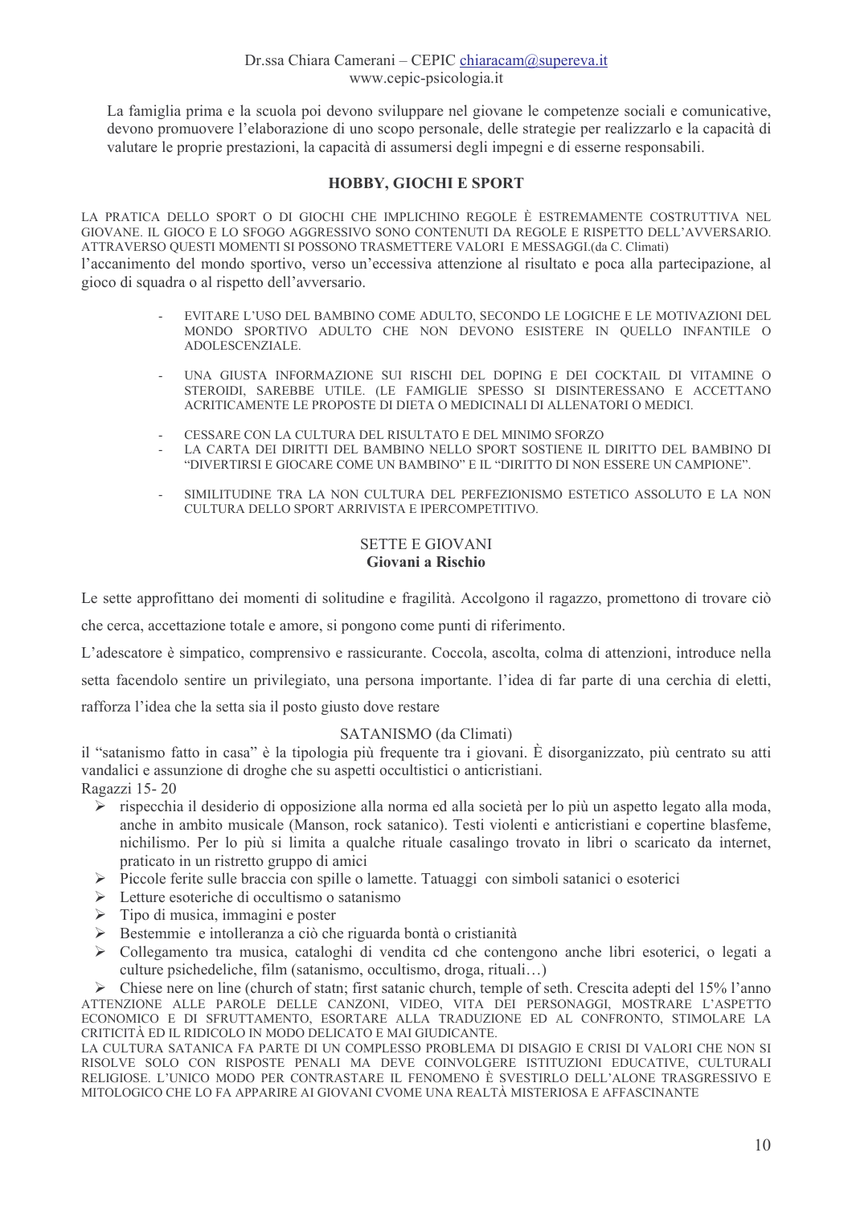La famiglia prima e la scuola poi devono sviluppare nel giovane le competenze sociali e comunicative, devono promuovere l'elaborazione di uno scopo personale, delle strategie per realizzarlo e la capacità di valutare le proprie prestazioni, la capacità di assumersi degli impegni e di esserne responsabili.

## HOBBY, GIOCHI E SPORT

LA PRATICA DELLO SPORT O DI GIOCHI CHE IMPLICHINO REGOLE È ESTREMAMENTE COSTRUTTIVA NEL GIOVANE. IL GIOCO E LO SFOGO AGGRESSIVO SONO CONTENUTI DA REGOLE E RISPETTO DELL'AVVERSARIO. ATTRAVERSO QUESTI MOMENTI SI POSSONO TRASMETTERE VALORI E MESSAGGI.(da C. Climati)

l'accanimento del mondo sportivo, verso un'eccessiva attenzione al risultato e poca alla partecipazione, al gioco di squadra o al rispetto dell'avversario.

- EVITARE L'USO DEL BAMBINO COME ADULTO, SECONDO LE LOGICHE E LE MOTIVAZIONI DEL MONDO SPORTIVO ADULTO CHE NON DEVONO ESISTERE IN QUELLO INFANTILE O ADOLESCENZIALE.
- UNA GIUSTA INFORMAZIONE SUI RISCHI DEL DOPING E DEI COCKTAIL DI VITAMINE O STEROIDI, SAREBBE UTILE. (LE FAMIGLIE SPESSO SI DISINTERESSANO E ACCETTANO ACRITICAMENTE LE PROPOSTE DI DIETA O MEDICINALI DI ALLENATORI O MEDICI.
- CESSARE CON LA CULTURA DEL RISULTATO E DEL MINIMO SFORZO
- LA CARTA DEI DIRITTI DEL BAMBINO NELLO SPORT SOSTIENE IL DIRITTO DEL BAMBINO DI "DIVERTIRSI E GIOCARE COME UN BAMBINO" E IL "DIRITTO DI NON ESSERE UN CAMPIONE".
- SIMILITUDINE TRA LA NON CULTURA DEL PERFEZIONISMO ESTETICO ASSOLUTO E LA NON CULTURA DELLO SPORT ARRIVISTA E IPERCOMPETITIVO.

## SETTE E GIOVANI
### Giovani a Rischio

Le sette approfittano dei momenti di solitudine e fragilità. Accolgono il ragazzo, promettono di trovare ciò che cerca, accettazione totale e amore, si pongono come punti di riferimento.

L'adescatore è simpatico, comprensivo e rassicurante. Coccola, ascolta, colma di attenzioni, introduce nella setta facendolo sentire un privilegiato, una persona importante. l'idea di far parte di una cerchia di eletti, rafforza l'idea che la setta sia il posto giusto dove restare

### SATANISMO (da Climati)

il "satanismo fatto in casa" è la tipologia più frequente tra i giovani. È disorganizzato, più centrato su atti vandalici e assunzione di droghe che su aspetti occultistici o anticristiani.

Ragazzi 15- 20

- rispecchia il desiderio di opposizione alla norma ed alla società per lo più un aspetto legato alla moda, anche in ambito musicale (Manson, rock satanico). Testi violenti e anticristiani e copertine blasfeme, nichilismo. Per lo più si limita a qualche rituale casalingo trovato in libri o scaricato da internet, praticato in un ristretto gruppo di amici
- Piccole ferite sulle braccia con spille o lamette. Tatuaggi con simboli satanici o esoterici
- Letture esoteriche di occultismo o satanismo
- Tipo di musica, immagini e poster
- Bestemmie e intolleranza a ciò che riguarda bontà o cristianità
- Collegamento tra musica, cataloghi di vendita cd che contengono anche libri esoterici, o legati a culture psichedeliche, film (satanismo, occultismo, droga, rituali…)
- Chiese nere on line (church of statn; first satanic church, temple of seth. Crescita adepti del 15% l'anno

ATTENZIONE ALLE PAROLE DELLE CANZONI, VIDEO, VITA DEI PERSONAGGI, MOSTRARE L'ASPETTO ECONOMICO E DI SFRUTTAMENTO, ESORTARE ALLA TRADUZIONE ED AL CONFRONTO, STIMOLARE LA CRITICITÀ ED IL RIDICOLO IN MODO DELICATO E MAI GIUDICANTE.

LA CULTURA SATANICA FA PARTE DI UN COMPLESSO PROBLEMA DI DISAGIO E CRISI DI VALORI CHE NON SI RISOLVE SOLO CON RISPOSTE PENALI MA DEVE COINVOLGERE ISTITUZIONI EDUCATIVE, CULTURALI RELIGIOSE. L'UNICO MODO PER CONTRASTARE IL FENOMENO È SVESTIRLO DELL'ALONE TRASGRESSIVO E MITOLOGICO CHE LO FA APPARIRE AI GIOVANI CVOME UNA REALTÀ MISTERIOSA E AFFASCINANTE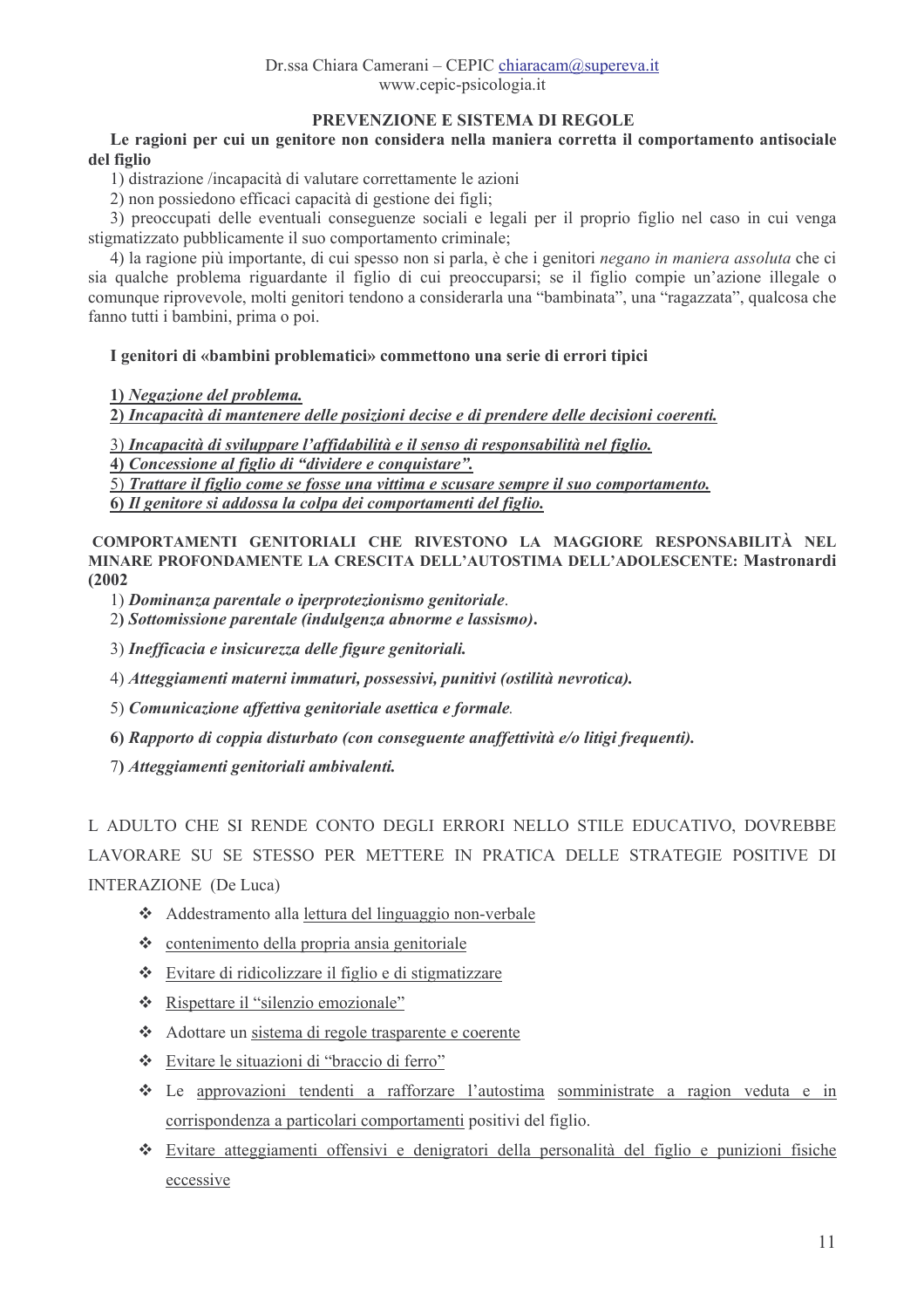## PREVENZIONE E SISTEMA DI REGOLE

**Le ragioni per cui un genitore non considera nella maniera corretta il comportamento antisociale del figlio**

1) distrazione /incapacità di valutare correttamente le azioni
2) non possiedono efficaci capacità di gestione dei figli;
3) preoccupati delle eventuali conseguenze sociali e legali per il proprio figlio nel caso in cui venga stigmatizzato pubblicamente il suo comportamento criminale;
4) la ragione più importante, di cui spesso non si parla, è che i genitori *negano in maniera assoluta* che ci sia qualche problema riguardante il figlio di cui preoccuparsi; se il figlio compie un'azione illegale o comunque riprovevole, molti genitori tendono a considerarla una "bambinata", una "ragazzata", qualcosa che fanno tutti i bambini, prima o poi.

**I genitori di «bambini problematici» commettono una serie di errori tipici**

**1)** *Negazione del problema.*
**2)** ***Incapacità di mantenere delle posizioni decise e di prendere delle decisioni coerenti.***
3) ***Incapacità di sviluppare l'affidabilità e il senso di responsabilità nel figlio.***
**4)** ***Concessione al figlio di "dividere e conquistare".***
5) ***Trattare il figlio come se fosse una vittima e scusare sempre il suo comportamento.***
**6)** ***Il genitore si addossa la colpa dei comportamenti del figlio.***

**COMPORTAMENTI GENITORIALI CHE RIVESTONO LA MAGGIORE RESPONSABILITÀ NEL MINARE PROFONDAMENTE LA CRESCITA DELL'AUTOSTIMA DELL'ADOLESCENTE: Mastronardi (2002**

1) ***Dominanza parentale o iperprotezionismo genitoriale***.
2**)** ***Sottomissione parentale (indulgenza abnorme e lassismo)*.**
3) ***Inefficacia e insicurezza delle figure genitoriali.***
4) ***Atteggiamenti materni immaturi, possessivi, punitivi (ostilità nevrotica).***
5) ***Comunicazione affettiva genitoriale asettica e formale***.
**6)** ***Rapporto di coppia disturbato (con conseguente anaffettività e/o litigi frequenti).***
7**)** ***Atteggiamenti genitoriali ambivalenti.***

L ADULTO CHE SI RENDE CONTO DEGLI ERRORI NELLO STILE EDUCATIVO, DOVREBBE LAVORARE SU SE STESSO PER METTERE IN PRATICA DELLE STRATEGIE POSITIVE DI INTERAZIONE (De Luca)

- Addestramento alla lettura del linguaggio non-verbale
- contenimento della propria ansia genitoriale
- Evitare di ridicolizzare il figlio e di stigmatizzare
- Rispettare il "silenzio emozionale"
- Adottare un sistema di regole trasparente e coerente
- Evitare le situazioni di "braccio di ferro"
- Le approvazioni tendenti a rafforzare l'autostima somministrate a ragion veduta e in corrispondenza a particolari comportamenti positivi del figlio.
- Evitare atteggiamenti offensivi e denigratori della personalità del figlio e punizioni fisiche eccessive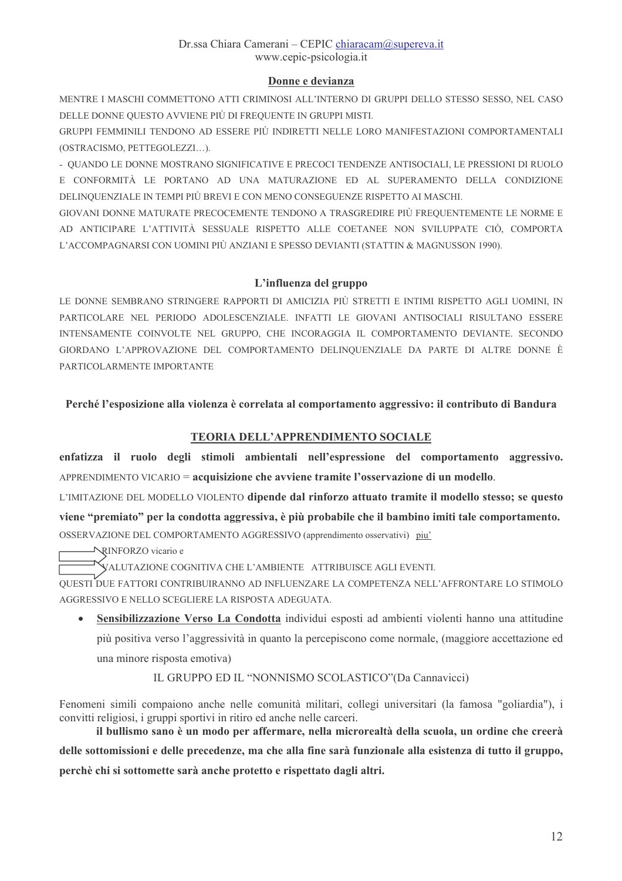## Donne e devianza

MENTRE I MASCHI COMMETTONO ATTI CRIMINOSI ALL'INTERNO DI GRUPPI DELLO STESSO SESSO, NEL CASO DELLE DONNE QUESTO AVVIENE PIÙ DI FREQUENTE IN GRUPPI MISTI.

GRUPPI FEMMINILI TENDONO AD ESSERE PIÙ INDIRETTI NELLE LORO MANIFESTAZIONI COMPORTAMENTALI (OSTRACISMO, PETTEGOLEZZI…).

- QUANDO LE DONNE MOSTRANO SIGNIFICATIVE E PRECOCI TENDENZE ANTISOCIALI, LE PRESSIONI DI RUOLO E CONFORMITÀ LE PORTANO AD UNA MATURAZIONE ED AL SUPERAMENTO DELLA CONDIZIONE DELINQUENZIALE IN TEMPI PIÙ BREVI E CON MENO CONSEGUENZE RISPETTO AI MASCHI.

GIOVANI DONNE MATURATE PRECOCEMENTE TENDONO A TRASGREDIRE PIÙ FREQUENTEMENTE LE NORME E AD ANTICIPARE L'ATTIVITÀ SESSUALE RISPETTO ALLE COETANEE NON SVILUPPATE CIÒ, COMPORTA L'ACCOMPAGNARSI CON UOMINI PIÙ ANZIANI E SPESSO DEVIANTI (STATTIN & MAGNUSSON 1990).

## L'influenza del gruppo

LE DONNE SEMBRANO STRINGERE RAPPORTI DI AMICIZIA PIÙ STRETTI E INTIMI RISPETTO AGLI UOMINI, IN PARTICOLARE NEL PERIODO ADOLESCENZIALE. INFATTI LE GIOVANI ANTISOCIALI RISULTANO ESSERE INTENSAMENTE COINVOLTE NEL GRUPPO, CHE INCORAGGIA IL COMPORTAMENTO DEVIANTE. SECONDO GIORDANO L'APPROVAZIONE DEL COMPORTAMENTO DELINQUENZIALE DA PARTE DI ALTRE DONNE È PARTICOLARMENTE IMPORTANTE

## Perché l'esposizione alla violenza è correlata al comportamento aggressivo: il contributo di Bandura

### TEORIA DELL'APPRENDIMENTO SOCIALE

**enfatizza il ruolo degli stimoli ambientali nell'espressione del comportamento aggressivo.**

APPRENDIMENTO VICARIO = **acquisizione che avviene tramite l'osservazione di un modello**.

L'IMITAZIONE DEL MODELLO VIOLENTO **dipende dal rinforzo attuato tramite il modello stesso; se questo viene "premiato" per la condotta aggressiva, è più probabile che il bambino imiti tale comportamento.**

OSSERVAZIONE DEL COMPORTAMENTO AGGRESSIVO (apprendimento osservativi) piu'

⇨ RINFORZO vicario e

⇨ VALUTAZIONE COGNITIVA CHE L'AMBIENTE ATTRIBUISCE AGLI EVENTI.

QUESTI DUE FATTORI CONTRIBUIRANNO AD INFLUENZARE LA COMPETENZA NELL'AFFRONTARE LO STIMOLO AGGRESSIVO E NELLO SCEGLIERE LA RISPOSTA ADEGUATA.

- **Sensibilizzazione Verso La Condotta** individui esposti ad ambienti violenti hanno una attitudine più positiva verso l'aggressività in quanto la percepiscono come normale, (maggiore accettazione ed una minore risposta emotiva)

IL GRUPPO ED IL "NONNISMO SCOLASTICO"(Da Cannavicci)

Fenomeni simili compaiono anche nelle comunità militari, collegi universitari (la famosa "goliardia"), i convitti religiosi, i gruppi sportivi in ritiro ed anche nelle carceri.

**il bullismo sano è un modo per affermare, nella microrealtà della scuola, un ordine che creerà delle sottomissioni e delle precedenze, ma che alla fine sarà funzionale alla esistenza di tutto il gruppo, perchè chi si sottomette sarà anche protetto e rispettato dagli altri.**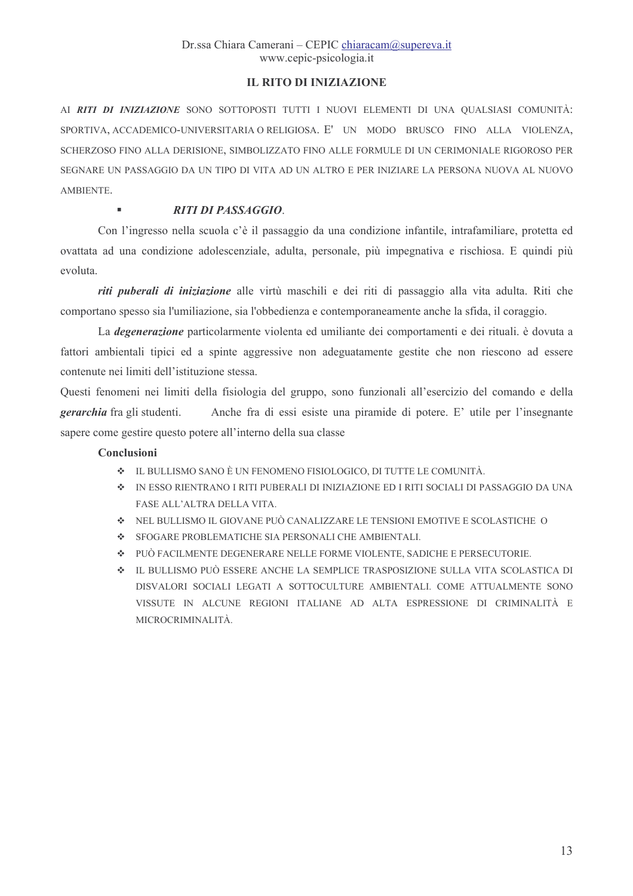## IL RITO DI INIZIAZIONE

AI ***RITI DI INIZIAZIONE*** SONO SOTTOPOSTI TUTTI I NUOVI ELEMENTI DI UNA QUALSIASI COMUNITÀ: SPORTIVA, ACCADEMICO-UNIVERSITARIA O RELIGIOSA. E' UN MODO BRUSCO FINO ALLA VIOLENZA, SCHERZOSO FINO ALLA DERISIONE, SIMBOLIZZATO FINO ALLE FORMULE DI UN CERIMONIALE RIGOROSO PER SEGNARE UN PASSAGGIO DA UN TIPO DI VITA AD UN ALTRO E PER INIZIARE LA PERSONA NUOVA AL NUOVO AMBIENTE.

- ***RITI DI PASSAGGIO***.

Con l'ingresso nella scuola c'è il passaggio da una condizione infantile, intrafamiliare, protetta ed ovattata ad una condizione adolescenziale, adulta, personale, più impegnativa e rischiosa. E quindi più evoluta.

***riti puberali di iniziazione*** alle virtù maschili e dei riti di passaggio alla vita adulta. Riti che comportano spesso sia l'umiliazione, sia l'obbedienza e contemporaneamente anche la sfida, il coraggio.

La ***degenerazione*** particolarmente violenta ed umiliante dei comportamenti e dei rituali. è dovuta a fattori ambientali tipici ed a spinte aggressive non adeguatamente gestite che non riescono ad essere contenute nei limiti dell'istituzione stessa.

Questi fenomeni nei limiti della fisiologia del gruppo, sono funzionali all'esercizio del comando e della ***gerarchia*** fra gli studenti. Anche fra di essi esiste una piramide di potere. E' utile per l'insegnante sapere come gestire questo potere all'interno della sua classe

**Conclusioni**

- IL BULLISMO SANO È UN FENOMENO FISIOLOGICO, DI TUTTE LE COMUNITÀ.
- IN ESSO RIENTRANO I RITI PUBERALI DI INIZIAZIONE ED I RITI SOCIALI DI PASSAGGIO DA UNA FASE ALL'ALTRA DELLA VITA.
- NEL BULLISMO IL GIOVANE PUÒ CANALIZZARE LE TENSIONI EMOTIVE E SCOLASTICHE O
- SFOGARE PROBLEMATICHE SIA PERSONALI CHE AMBIENTALI.
- PUÒ FACILMENTE DEGENERARE NELLE FORME VIOLENTE, SADICHE E PERSECUTORIE.
- IL BULLISMO PUÒ ESSERE ANCHE LA SEMPLICE TRASPOSIZIONE SULLA VITA SCOLASTICA DI DISVALORI SOCIALI LEGATI A SOTTOCULTURE AMBIENTALI. COME ATTUALMENTE SONO VISSUTE IN ALCUNE REGIONI ITALIANE AD ALTA ESPRESSIONE DI CRIMINALITÀ E MICROCRIMINALITÀ.